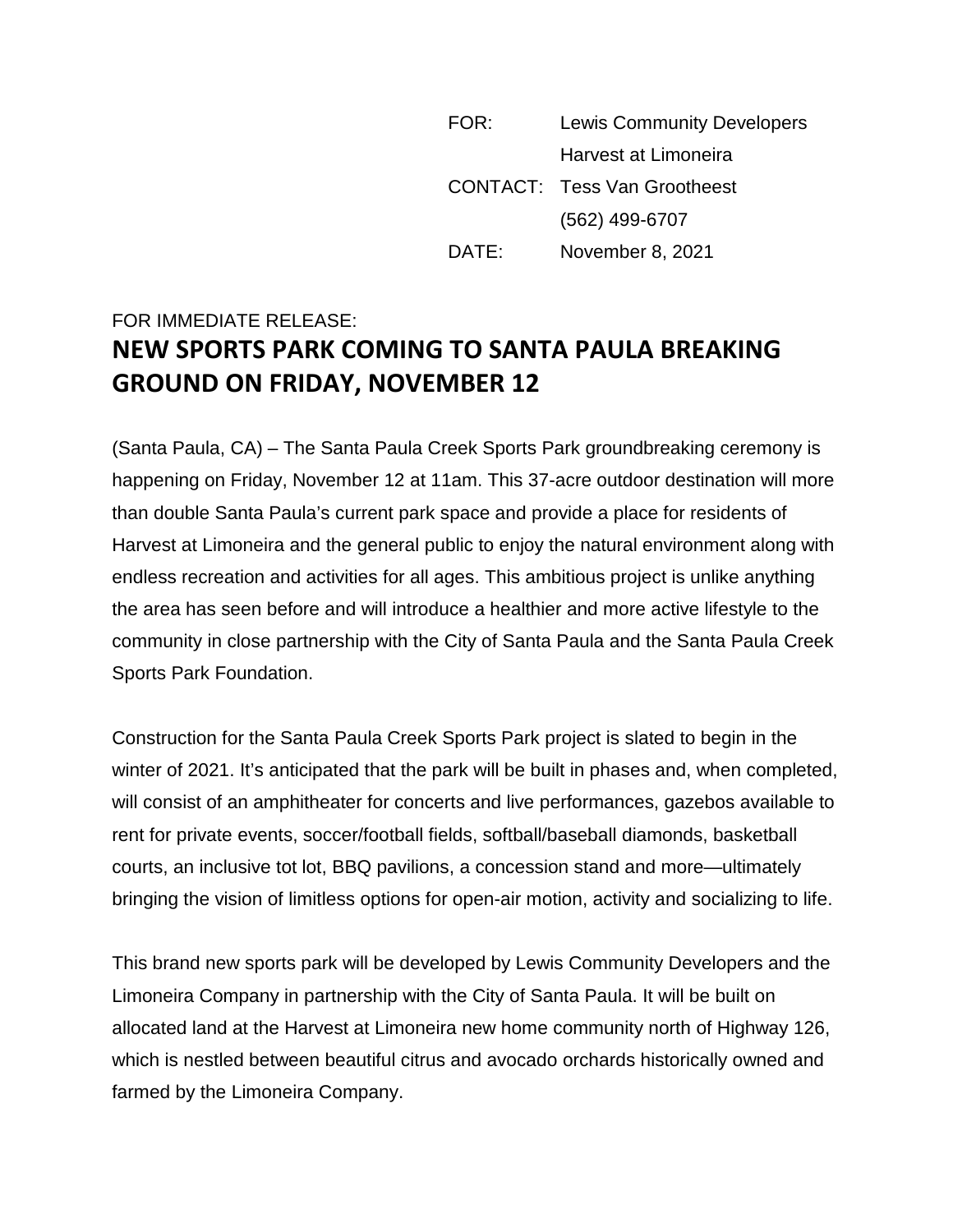| | |
|---|---|
| FOR: | Lewis Community Developers |
| | Harvest at Limoneira |
| CONTACT: | Tess Van Grootheest |
| | (562) 499-6707 |
| DATE: | November 8, 2021 |

FOR IMMEDIATE RELEASE:

# NEW SPORTS PARK COMING TO SANTA PAULA BREAKING GROUND ON FRIDAY, NOVEMBER 12

(Santa Paula, CA) – The Santa Paula Creek Sports Park groundbreaking ceremony is happening on Friday, November 12 at 11am. This 37-acre outdoor destination will more than double Santa Paula's current park space and provide a place for residents of Harvest at Limoneira and the general public to enjoy the natural environment along with endless recreation and activities for all ages. This ambitious project is unlike anything the area has seen before and will introduce a healthier and more active lifestyle to the community in close partnership with the City of Santa Paula and the Santa Paula Creek Sports Park Foundation.

Construction for the Santa Paula Creek Sports Park project is slated to begin in the winter of 2021. It's anticipated that the park will be built in phases and, when completed, will consist of an amphitheater for concerts and live performances, gazebos available to rent for private events, soccer/football fields, softball/baseball diamonds, basketball courts, an inclusive tot lot, BBQ pavilions, a concession stand and more—ultimately bringing the vision of limitless options for open-air motion, activity and socializing to life.

This brand new sports park will be developed by Lewis Community Developers and the Limoneira Company in partnership with the City of Santa Paula. It will be built on allocated land at the Harvest at Limoneira new home community north of Highway 126, which is nestled between beautiful citrus and avocado orchards historically owned and farmed by the Limoneira Company.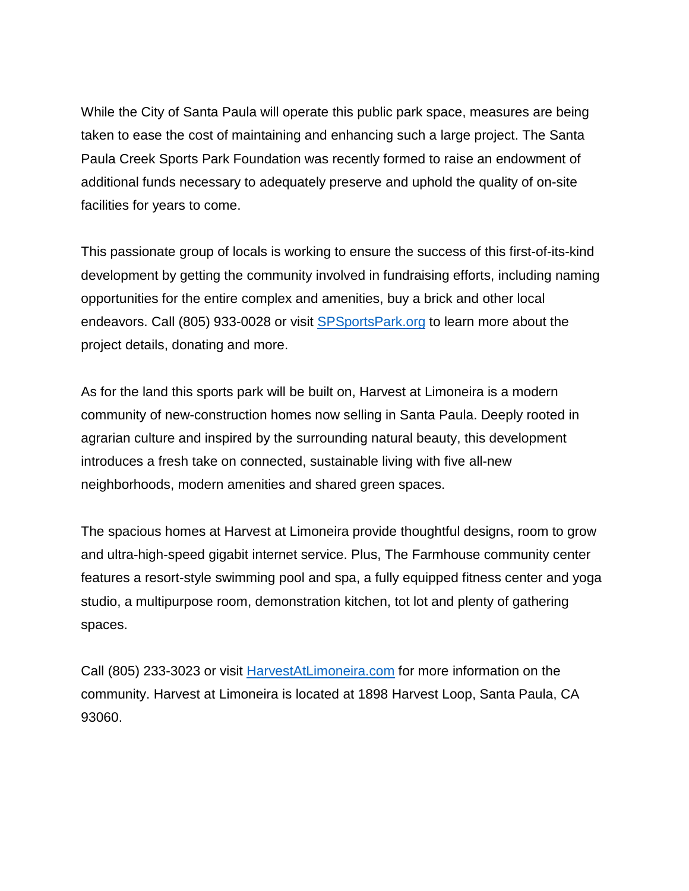While the City of Santa Paula will operate this public park space, measures are being taken to ease the cost of maintaining and enhancing such a large project. The Santa Paula Creek Sports Park Foundation was recently formed to raise an endowment of additional funds necessary to adequately preserve and uphold the quality of on-site facilities for years to come.

This passionate group of locals is working to ensure the success of this first-of-its-kind development by getting the community involved in fundraising efforts, including naming opportunities for the entire complex and amenities, buy a brick and other local endeavors. Call (805) 933-0028 or visit [SPSportsPark.org](http://SPSportsPark.org) to learn more about the project details, donating and more.

As for the land this sports park will be built on, Harvest at Limoneira is a modern community of new-construction homes now selling in Santa Paula. Deeply rooted in agrarian culture and inspired by the surrounding natural beauty, this development introduces a fresh take on connected, sustainable living with five all-new neighborhoods, modern amenities and shared green spaces.

The spacious homes at Harvest at Limoneira provide thoughtful designs, room to grow and ultra-high-speed gigabit internet service. Plus, The Farmhouse community center features a resort-style swimming pool and spa, a fully equipped fitness center and yoga studio, a multipurpose room, demonstration kitchen, tot lot and plenty of gathering spaces.

Call (805) 233-3023 or visit [HarvestAtLimoneira.com](http://HarvestAtLimoneira.com) for more information on the community. Harvest at Limoneira is located at 1898 Harvest Loop, Santa Paula, CA 93060.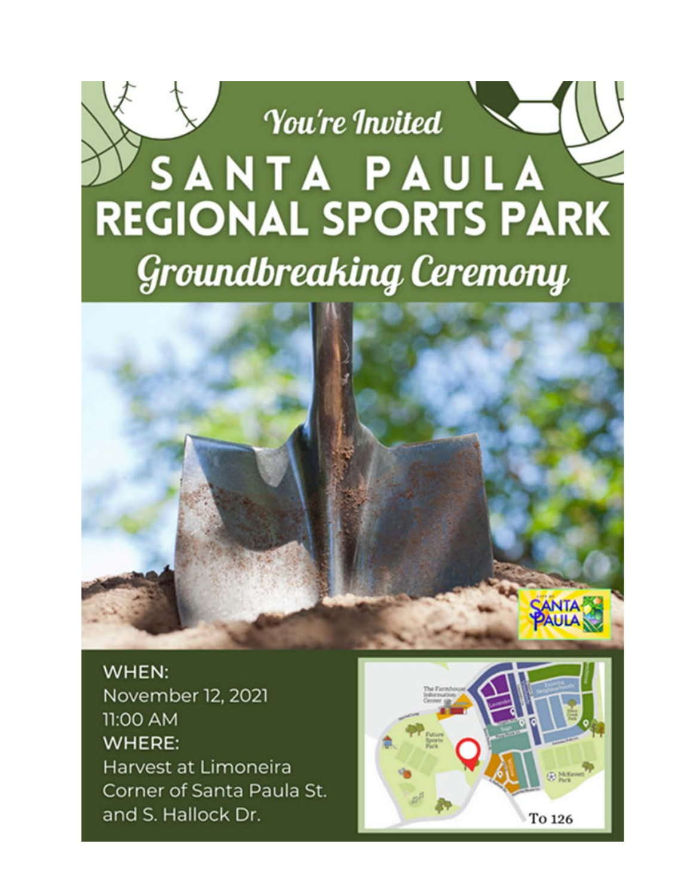*You're Invited*

# SANTA PAULA REGIONAL SPORTS PARK

## *Groundbreaking Ceremony*

**WHEN:**
November 12, 2021
11:00 AM

**WHERE:**
Harvest at Limoneira
Corner of Santa Paula St. and S. Hallock Dr.